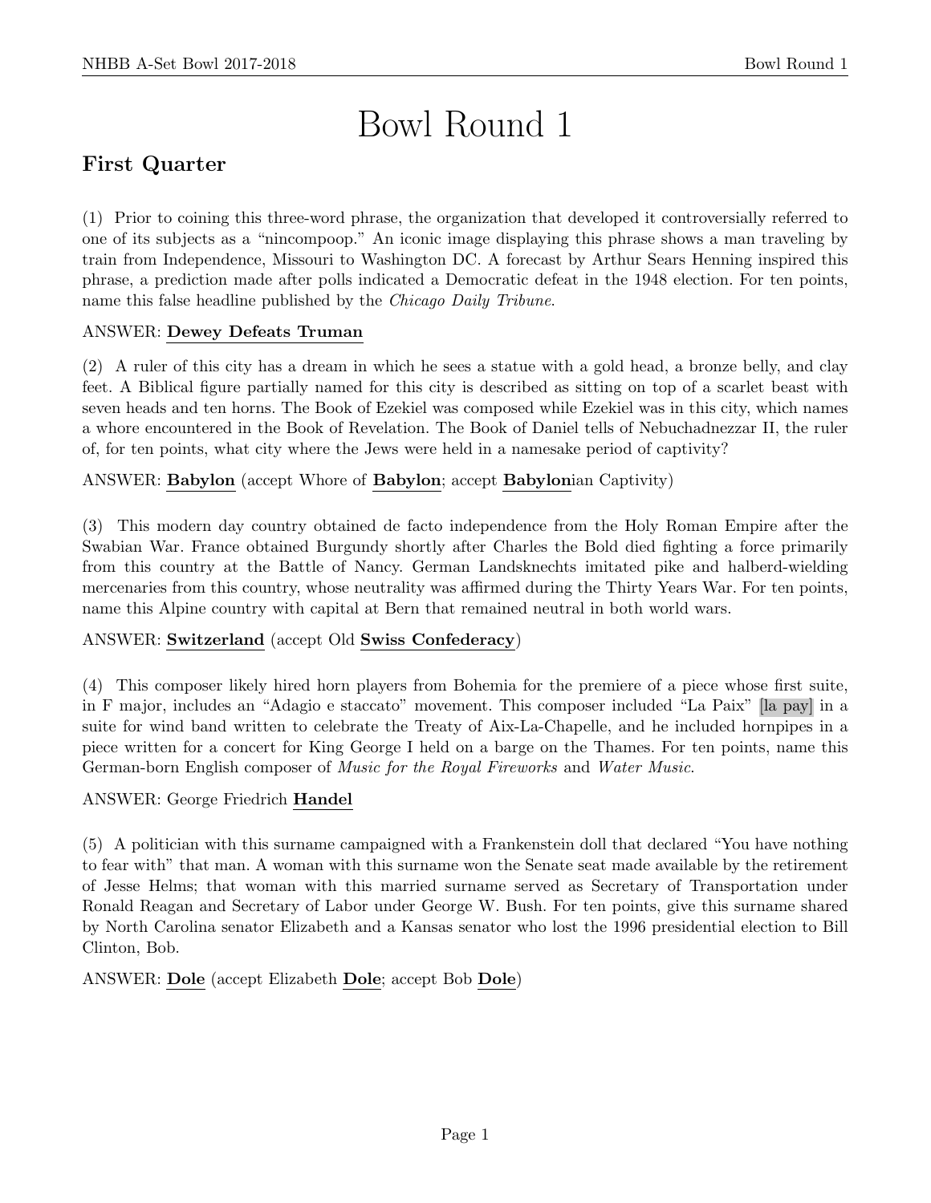# Bowl Round 1

## First Quarter

(1) Prior to coining this three-word phrase, the organization that developed it controversially referred to one of its subjects as a "nincompoop." An iconic image displaying this phrase shows a man traveling by train from Independence, Missouri to Washington DC. A forecast by Arthur Sears Henning inspired this phrase, a prediction made after polls indicated a Democratic defeat in the 1948 election. For ten points, name this false headline published by the *Chicago Daily Tribune*.

ANSWER: **Dewey Defeats Truman**

(2) A ruler of this city has a dream in which he sees a statue with a gold head, a bronze belly, and clay feet. A Biblical figure partially named for this city is described as sitting on top of a scarlet beast with seven heads and ten horns. The Book of Ezekiel was composed while Ezekiel was in this city, which names a whore encountered in the Book of Revelation. The Book of Daniel tells of Nebuchadnezzar II, the ruler of, for ten points, what city where the Jews were held in a namesake period of captivity?

ANSWER: **Babylon** (accept Whore of **Babylon**; accept **Babylon**ian Captivity)

(3) This modern day country obtained de facto independence from the Holy Roman Empire after the Swabian War. France obtained Burgundy shortly after Charles the Bold died fighting a force primarily from this country at the Battle of Nancy. German Landsknechts imitated pike and halberd-wielding mercenaries from this country, whose neutrality was affirmed during the Thirty Years War. For ten points, name this Alpine country with capital at Bern that remained neutral in both world wars.

ANSWER: **Switzerland** (accept Old **Swiss Confederacy**)

(4) This composer likely hired horn players from Bohemia for the premiere of a piece whose first suite, in F major, includes an "Adagio e staccato" movement. This composer included "La Paix" [la pay] in a suite for wind band written to celebrate the Treaty of Aix-La-Chapelle, and he included hornpipes in a piece written for a concert for King George I held on a barge on the Thames. For ten points, name this German-born English composer of *Music for the Royal Fireworks* and *Water Music*.

ANSWER: George Friedrich **Handel**

(5) A politician with this surname campaigned with a Frankenstein doll that declared "You have nothing to fear with" that man. A woman with this surname won the Senate seat made available by the retirement of Jesse Helms; that woman with this married surname served as Secretary of Transportation under Ronald Reagan and Secretary of Labor under George W. Bush. For ten points, give this surname shared by North Carolina senator Elizabeth and a Kansas senator who lost the 1996 presidential election to Bill Clinton, Bob.

ANSWER: **Dole** (accept Elizabeth **Dole**; accept Bob **Dole**)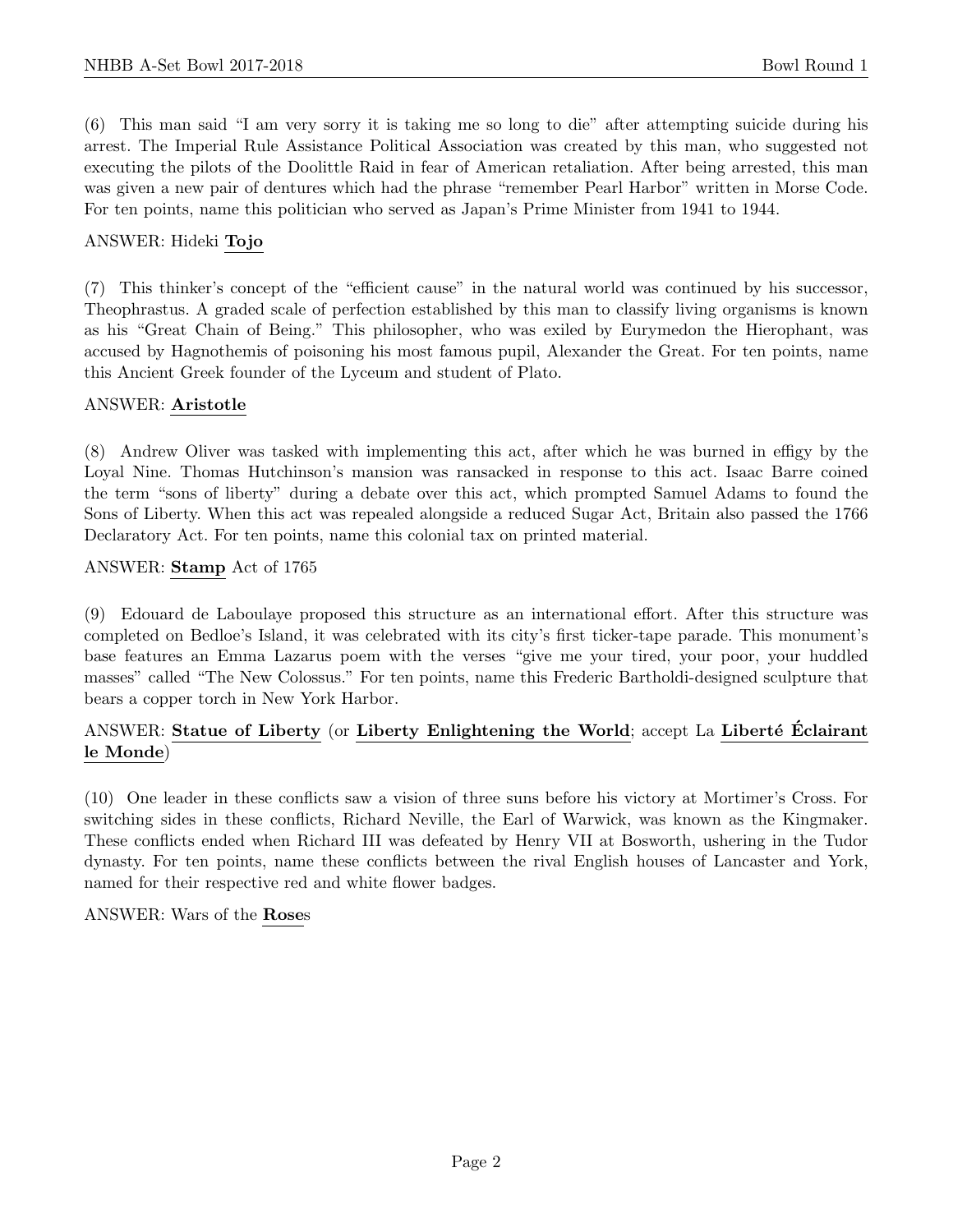(6) This man said "I am very sorry it is taking me so long to die" after attempting suicide during his arrest. The Imperial Rule Assistance Political Association was created by this man, who suggested not executing the pilots of the Doolittle Raid in fear of American retaliation. After being arrested, this man was given a new pair of dentures which had the phrase "remember Pearl Harbor" written in Morse Code. For ten points, name this politician who served as Japan's Prime Minister from 1941 to 1944.

ANSWER: Hideki **Tojo**

(7) This thinker's concept of the "efficient cause" in the natural world was continued by his successor, Theophrastus. A graded scale of perfection established by this man to classify living organisms is known as his "Great Chain of Being." This philosopher, who was exiled by Eurymedon the Hierophant, was accused by Hagnothemis of poisoning his most famous pupil, Alexander the Great. For ten points, name this Ancient Greek founder of the Lyceum and student of Plato.

ANSWER: **Aristotle**

(8) Andrew Oliver was tasked with implementing this act, after which he was burned in effigy by the Loyal Nine. Thomas Hutchinson's mansion was ransacked in response to this act. Isaac Barre coined the term "sons of liberty" during a debate over this act, which prompted Samuel Adams to found the Sons of Liberty. When this act was repealed alongside a reduced Sugar Act, Britain also passed the 1766 Declaratory Act. For ten points, name this colonial tax on printed material.

ANSWER: **Stamp** Act of 1765

(9) Edouard de Laboulaye proposed this structure as an international effort. After this structure was completed on Bedloe's Island, it was celebrated with its city's first ticker-tape parade. This monument's base features an Emma Lazarus poem with the verses "give me your tired, your poor, your huddled masses" called "The New Colossus." For ten points, name this Frederic Bartholdi-designed sculpture that bears a copper torch in New York Harbor.

ANSWER: **Statue of Liberty** (or **Liberty Enlightening the World**; accept La **Liberté Éclairant le Monde**)

(10) One leader in these conflicts saw a vision of three suns before his victory at Mortimer's Cross. For switching sides in these conflicts, Richard Neville, the Earl of Warwick, was known as the Kingmaker. These conflicts ended when Richard III was defeated by Henry VII at Bosworth, ushering in the Tudor dynasty. For ten points, name these conflicts between the rival English houses of Lancaster and York, named for their respective red and white flower badges.

ANSWER: Wars of the **Rose**s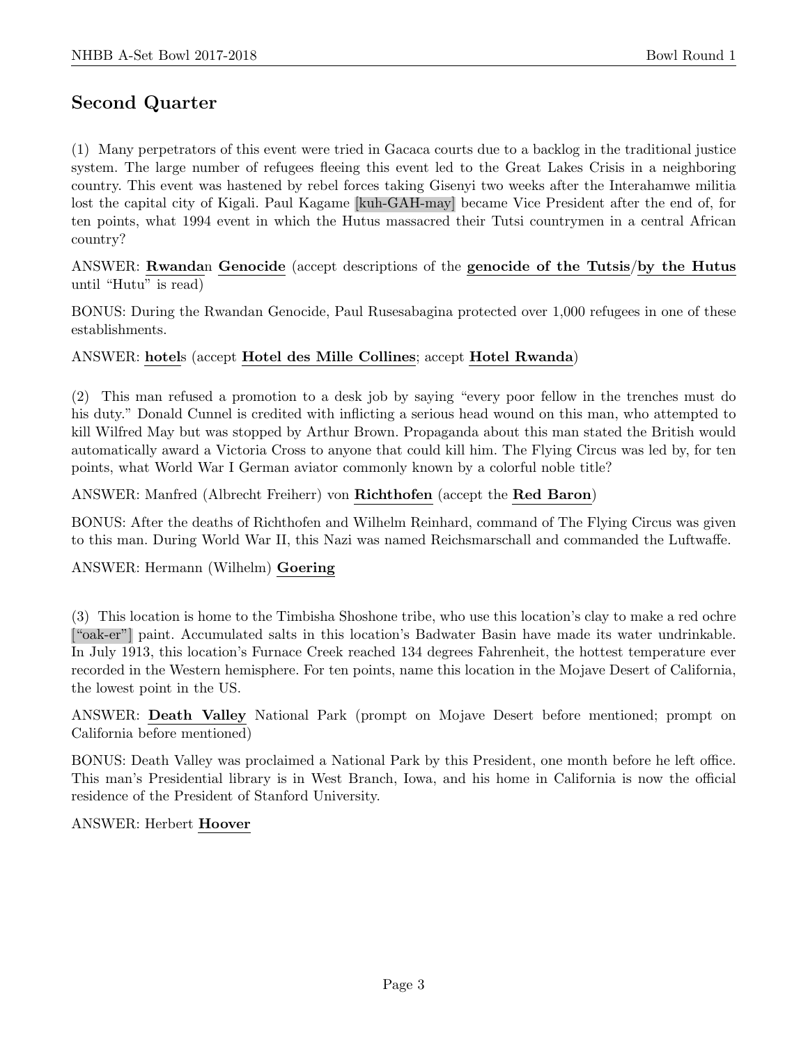## Second Quarter

(1) Many perpetrators of this event were tried in Gacaca courts due to a backlog in the traditional justice system. The large number of refugees fleeing this event led to the Great Lakes Crisis in a neighboring country. This event was hastened by rebel forces taking Gisenyi two weeks after the Interahamwe militia lost the capital city of Kigali. Paul Kagame [kuh-GAH-may] became Vice President after the end of, for ten points, what 1994 event in which the Hutus massacred their Tutsi countrymen in a central African country?

ANSWER: **Rwanda**n **Genocide** (accept descriptions of the **genocide of the Tutsis**/**by the Hutus** until "Hutu" is read)

BONUS: During the Rwandan Genocide, Paul Rusesabagina protected over 1,000 refugees in one of these establishments.

ANSWER: **hotel**s (accept **Hotel des Mille Collines**; accept **Hotel Rwanda**)

(2) This man refused a promotion to a desk job by saying "every poor fellow in the trenches must do his duty." Donald Cunnel is credited with inflicting a serious head wound on this man, who attempted to kill Wilfred May but was stopped by Arthur Brown. Propaganda about this man stated the British would automatically award a Victoria Cross to anyone that could kill him. The Flying Circus was led by, for ten points, what World War I German aviator commonly known by a colorful noble title?

ANSWER: Manfred (Albrecht Freiherr) von **Richthofen** (accept the **Red Baron**)

BONUS: After the deaths of Richthofen and Wilhelm Reinhard, command of The Flying Circus was given to this man. During World War II, this Nazi was named Reichsmarschall and commanded the Luftwaffe.

ANSWER: Hermann (Wilhelm) **Goering**

(3) This location is home to the Timbisha Shoshone tribe, who use this location's clay to make a red ochre ["oak-er"] paint. Accumulated salts in this location's Badwater Basin have made its water undrinkable. In July 1913, this location's Furnace Creek reached 134 degrees Fahrenheit, the hottest temperature ever recorded in the Western hemisphere. For ten points, name this location in the Mojave Desert of California, the lowest point in the US.

ANSWER: **Death Valley** National Park (prompt on Mojave Desert before mentioned; prompt on California before mentioned)

BONUS: Death Valley was proclaimed a National Park by this President, one month before he left office. This man's Presidential library is in West Branch, Iowa, and his home in California is now the official residence of the President of Stanford University.

ANSWER: Herbert **Hoover**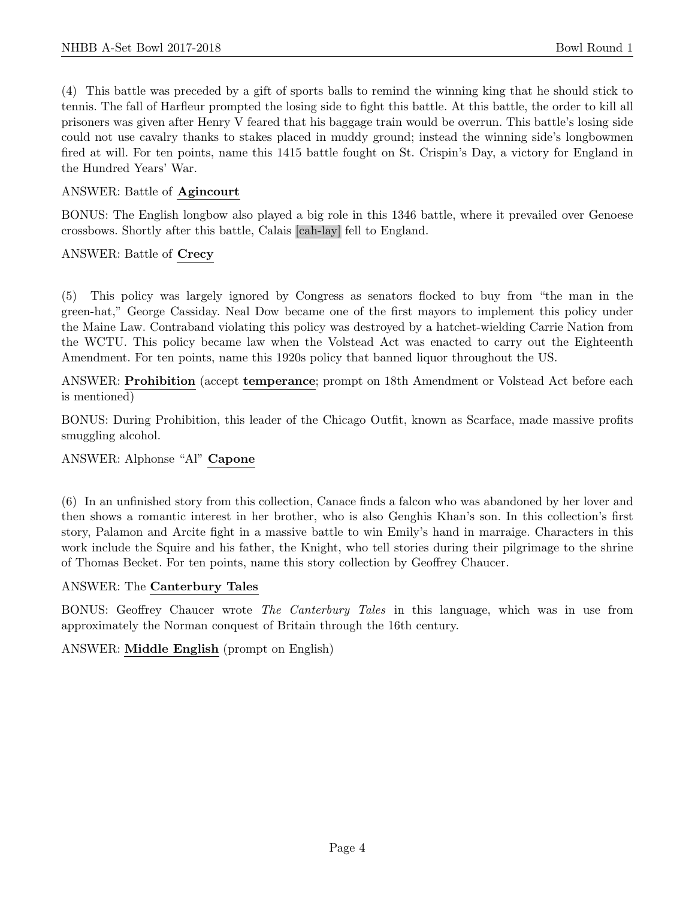(4) This battle was preceded by a gift of sports balls to remind the winning king that he should stick to tennis. The fall of Harfleur prompted the losing side to fight this battle. At this battle, the order to kill all prisoners was given after Henry V feared that his baggage train would be overrun. This battle's losing side could not use cavalry thanks to stakes placed in muddy ground; instead the winning side's longbowmen fired at will. For ten points, name this 1415 battle fought on St. Crispin's Day, a victory for England in the Hundred Years' War.

ANSWER: Battle of **Agincourt**

BONUS: The English longbow also played a big role in this 1346 battle, where it prevailed over Genoese crossbows. Shortly after this battle, Calais [cah-lay] fell to England.

ANSWER: Battle of **Crecy**

(5) This policy was largely ignored by Congress as senators flocked to buy from "the man in the green-hat," George Cassiday. Neal Dow became one of the first mayors to implement this policy under the Maine Law. Contraband violating this policy was destroyed by a hatchet-wielding Carrie Nation from the WCTU. This policy became law when the Volstead Act was enacted to carry out the Eighteenth Amendment. For ten points, name this 1920s policy that banned liquor throughout the US.

ANSWER: **Prohibition** (accept **temperance**; prompt on 18th Amendment or Volstead Act before each is mentioned)

BONUS: During Prohibition, this leader of the Chicago Outfit, known as Scarface, made massive profits smuggling alcohol.

ANSWER: Alphonse "Al" **Capone**

(6) In an unfinished story from this collection, Canace finds a falcon who was abandoned by her lover and then shows a romantic interest in her brother, who is also Genghis Khan's son. In this collection's first story, Palamon and Arcite fight in a massive battle to win Emily's hand in marraige. Characters in this work include the Squire and his father, the Knight, who tell stories during their pilgrimage to the shrine of Thomas Becket. For ten points, name this story collection by Geoffrey Chaucer.

ANSWER: The **Canterbury Tales**

BONUS: Geoffrey Chaucer wrote *The Canterbury Tales* in this language, which was in use from approximately the Norman conquest of Britain through the 16th century.

ANSWER: **Middle English** (prompt on English)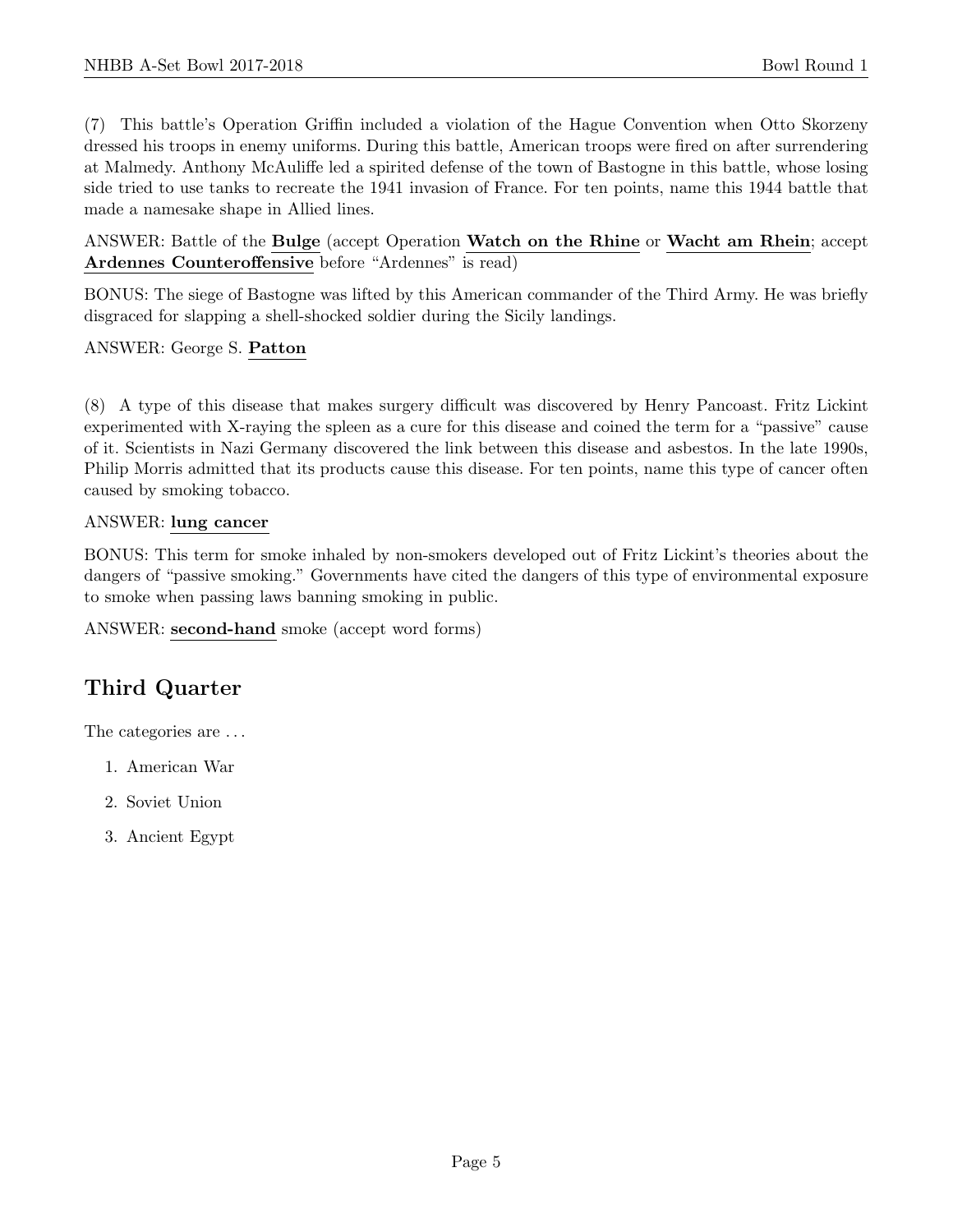(7) This battle's Operation Griffin included a violation of the Hague Convention when Otto Skorzeny dressed his troops in enemy uniforms. During this battle, American troops were fired on after surrendering at Malmedy. Anthony McAuliffe led a spirited defense of the town of Bastogne in this battle, whose losing side tried to use tanks to recreate the 1941 invasion of France. For ten points, name this 1944 battle that made a namesake shape in Allied lines.

ANSWER: Battle of the **Bulge** (accept Operation **Watch on the Rhine** or **Wacht am Rhein**; accept **Ardennes Counteroffensive** before "Ardennes" is read)

BONUS: The siege of Bastogne was lifted by this American commander of the Third Army. He was briefly disgraced for slapping a shell-shocked soldier during the Sicily landings.

ANSWER: George S. **Patton**

(8) A type of this disease that makes surgery difficult was discovered by Henry Pancoast. Fritz Lickint experimented with X-raying the spleen as a cure for this disease and coined the term for a "passive" cause of it. Scientists in Nazi Germany discovered the link between this disease and asbestos. In the late 1990s, Philip Morris admitted that its products cause this disease. For ten points, name this type of cancer often caused by smoking tobacco.

ANSWER: **lung cancer**

BONUS: This term for smoke inhaled by non-smokers developed out of Fritz Lickint's theories about the dangers of "passive smoking." Governments have cited the dangers of this type of environmental exposure to smoke when passing laws banning smoking in public.

ANSWER: **second-hand** smoke (accept word forms)

## Third Quarter

The categories are ...

1. American War
2. Soviet Union
3. Ancient Egypt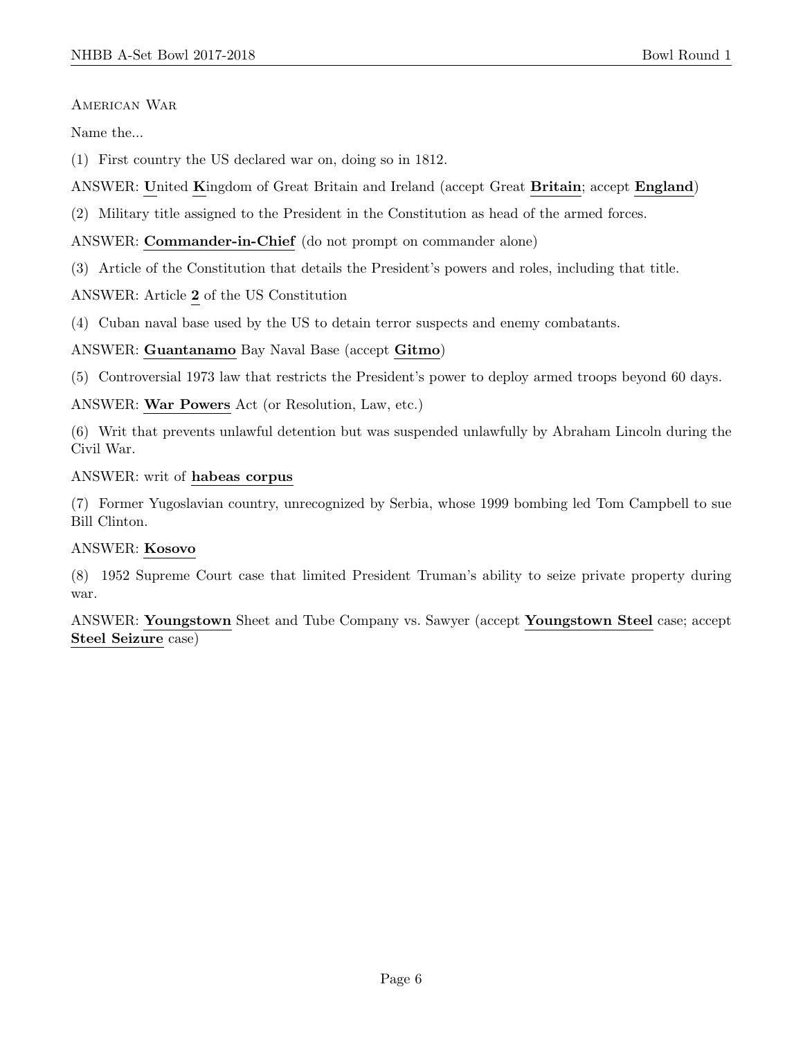American War

Name the...

(1) First country the US declared war on, doing so in 1812.

ANSWER: **U**nited **K**ingdom of Great Britain and Ireland (accept Great **Britain**; accept **England**)

(2) Military title assigned to the President in the Constitution as head of the armed forces.

ANSWER: **Commander-in-Chief** (do not prompt on commander alone)

(3) Article of the Constitution that details the President's powers and roles, including that title.

ANSWER: Article **2** of the US Constitution

(4) Cuban naval base used by the US to detain terror suspects and enemy combatants.

ANSWER: **Guantanamo** Bay Naval Base (accept **Gitmo**)

(5) Controversial 1973 law that restricts the President's power to deploy armed troops beyond 60 days.

ANSWER: **War Powers** Act (or Resolution, Law, etc.)

(6) Writ that prevents unlawful detention but was suspended unlawfully by Abraham Lincoln during the Civil War.

ANSWER: writ of **habeas corpus**

(7) Former Yugoslavian country, unrecognized by Serbia, whose 1999 bombing led Tom Campbell to sue Bill Clinton.

ANSWER: **Kosovo**

(8) 1952 Supreme Court case that limited President Truman's ability to seize private property during war.

ANSWER: **Youngstown** Sheet and Tube Company vs. Sawyer (accept **Youngstown Steel** case; accept **Steel Seizure** case)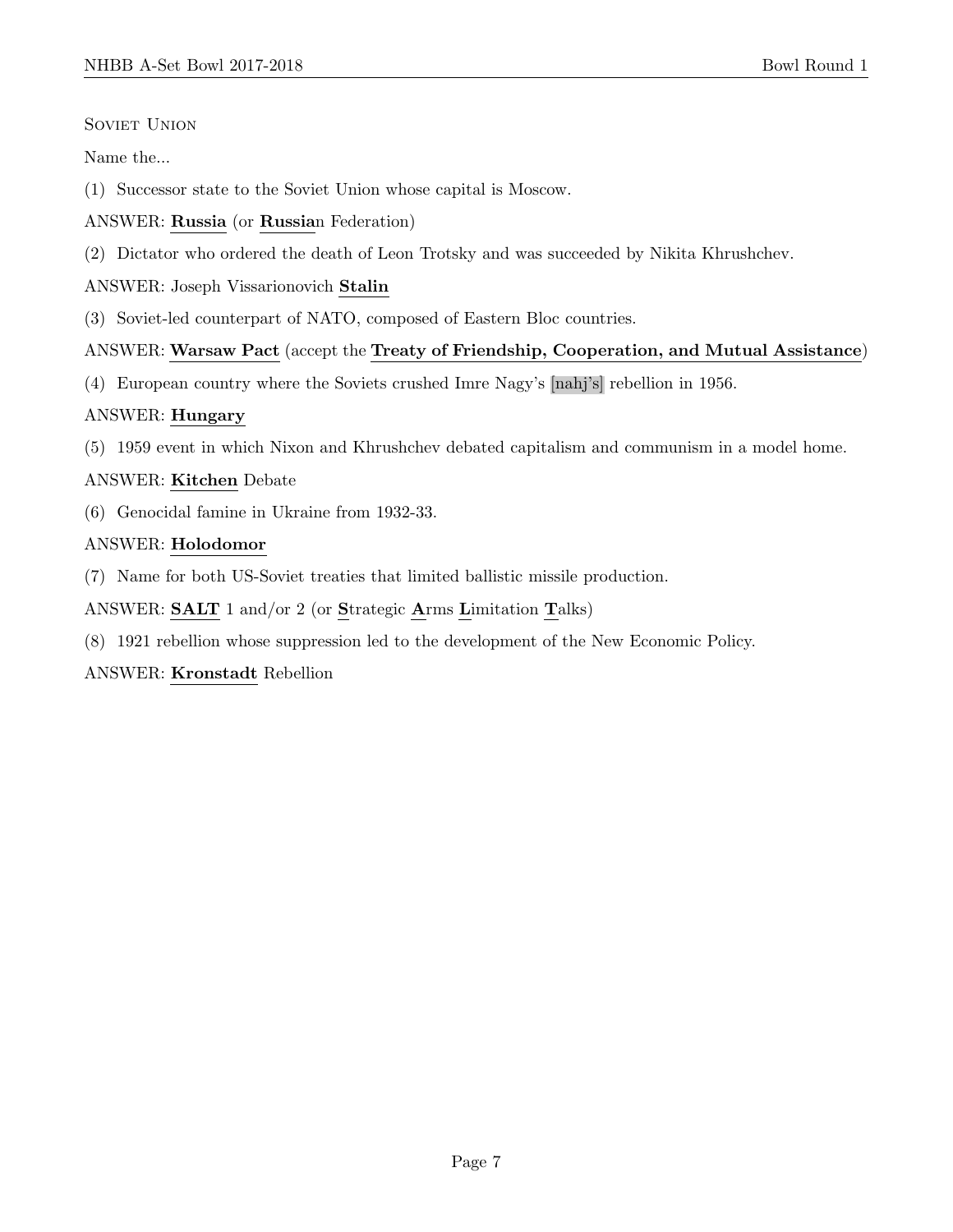Soviet Union

Name the...

(1) Successor state to the Soviet Union whose capital is Moscow.

ANSWER: **Russia** (or **Russia**n Federation)

(2) Dictator who ordered the death of Leon Trotsky and was succeeded by Nikita Khrushchev.

ANSWER: Joseph Vissarionovich **Stalin**

(3) Soviet-led counterpart of NATO, composed of Eastern Bloc countries.

ANSWER: **Warsaw Pact** (accept the **Treaty of Friendship, Cooperation, and Mutual Assistance**)

(4) European country where the Soviets crushed Imre Nagy's [nahj's] rebellion in 1956.

ANSWER: **Hungary**

(5) 1959 event in which Nixon and Khrushchev debated capitalism and communism in a model home.

ANSWER: **Kitchen** Debate

(6) Genocidal famine in Ukraine from 1932-33.

ANSWER: **Holodomor**

(7) Name for both US-Soviet treaties that limited ballistic missile production.

ANSWER: **SALT** 1 and/or 2 (or **S**trategic **A**rms **L**imitation **T**alks)

(8) 1921 rebellion whose suppression led to the development of the New Economic Policy.

ANSWER: **Kronstadt** Rebellion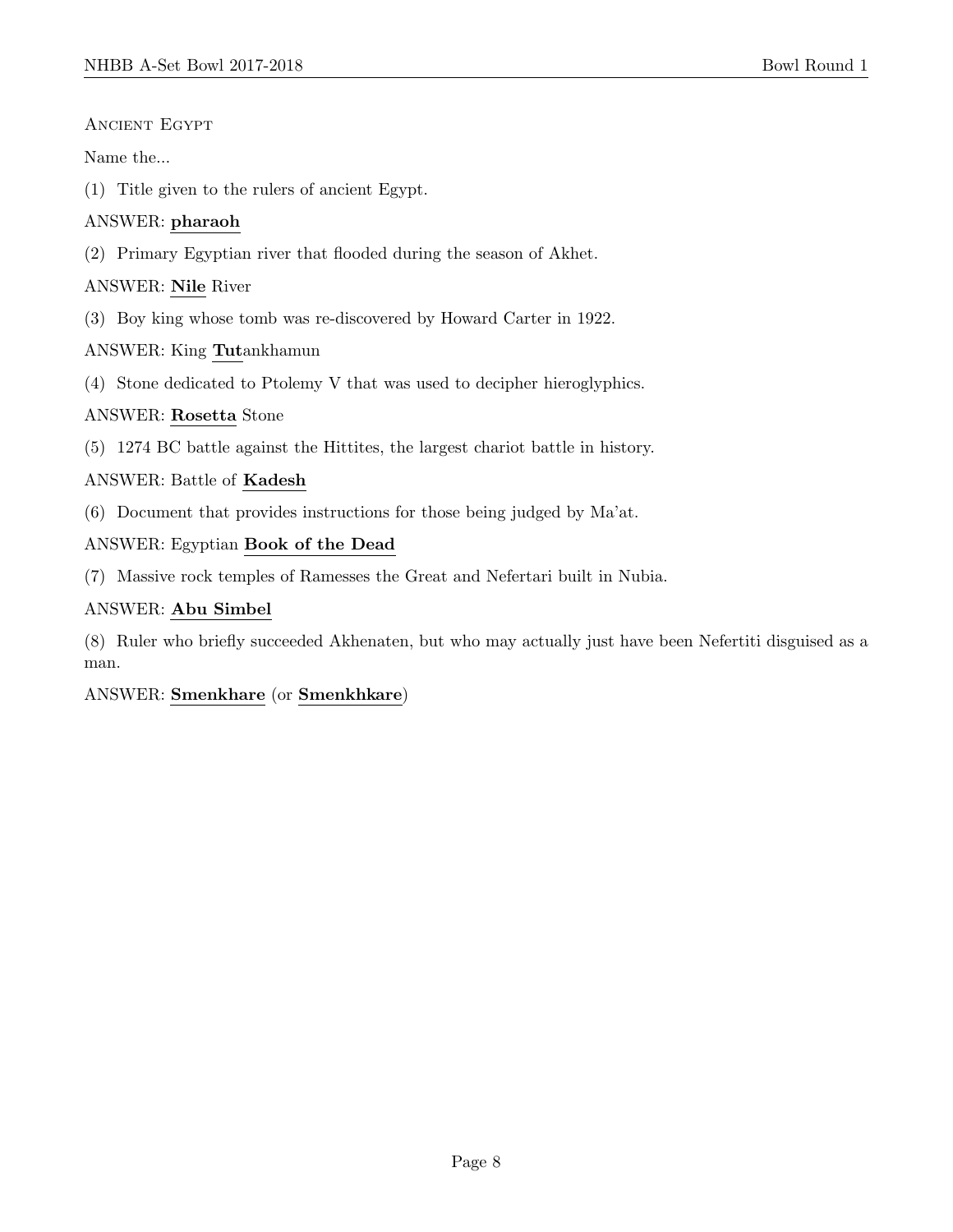Ancient Egypt

Name the...

(1) Title given to the rulers of ancient Egypt.

ANSWER: **pharaoh**

(2) Primary Egyptian river that flooded during the season of Akhet.

ANSWER: **Nile** River

(3) Boy king whose tomb was re-discovered by Howard Carter in 1922.

ANSWER: King **Tut**ankhamun

(4) Stone dedicated to Ptolemy V that was used to decipher hieroglyphics.

ANSWER: **Rosetta** Stone

(5) 1274 BC battle against the Hittites, the largest chariot battle in history.

ANSWER: Battle of **Kadesh**

(6) Document that provides instructions for those being judged by Ma'at.

ANSWER: Egyptian **Book of the Dead**

(7) Massive rock temples of Ramesses the Great and Nefertari built in Nubia.

ANSWER: **Abu Simbel**

(8) Ruler who briefly succeeded Akhenaten, but who may actually just have been Nefertiti disguised as a man.

ANSWER: **Smenkhare** (or **Smenkhkare**)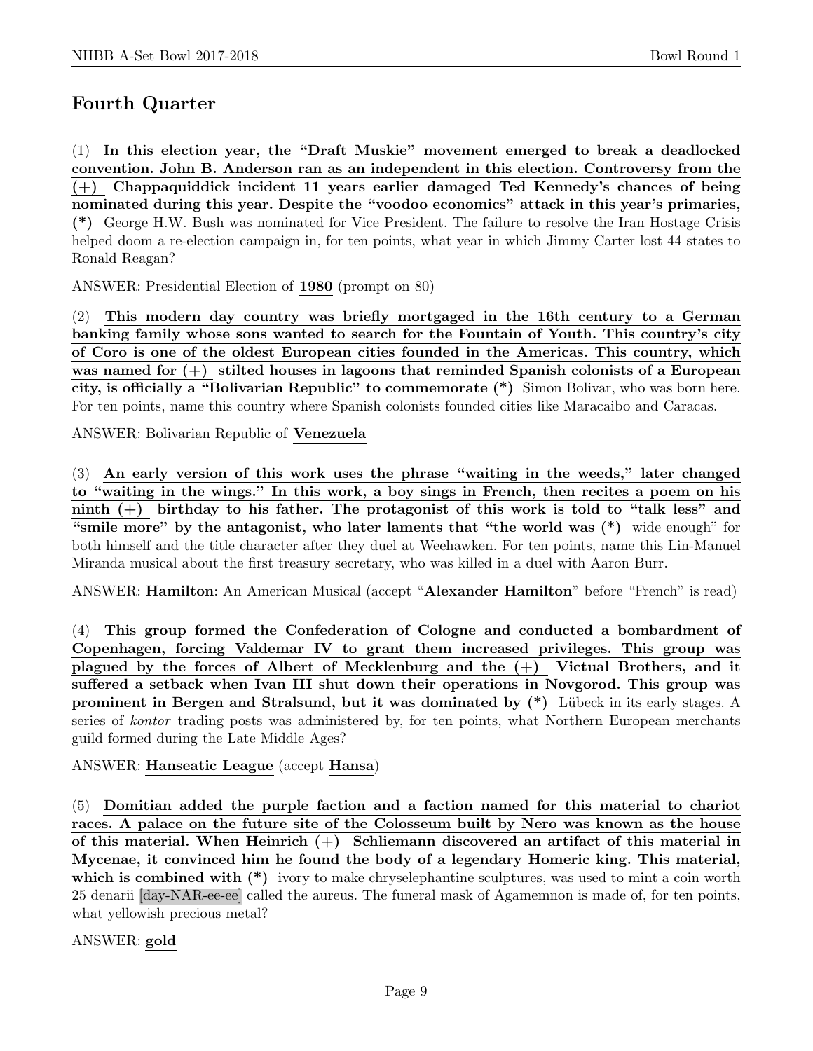## Fourth Quarter

(1) **<u>In this election year, the "Draft Muskie" movement emerged to break a deadlocked convention. John B. Anderson ran as an independent in this election. Controversy from the (+)</u> Chappaquiddick incident 11 years earlier damaged Ted Kennedy's chances of being nominated during this year. Despite the "voodoo economics" attack in this year's primaries, (\*)** George H.W. Bush was nominated for Vice President. The failure to resolve the Iran Hostage Crisis helped doom a re-election campaign in, for ten points, what year in which Jimmy Carter lost 44 states to Ronald Reagan?

ANSWER: Presidential Election of **<u>1980</u>** (prompt on 80)

(2) **<u>This modern day country was briefly mortgaged in the 16th century to a German banking family whose sons wanted to search for the Fountain of Youth. This country's city of Coro is one of the oldest European cities founded in the Americas. This country, which was named for (+)</u> stilted houses in lagoons that reminded Spanish colonists of a European city, is officially a "Bolivarian Republic" to commemorate (\*)** Simon Bolivar, who was born here. For ten points, name this country where Spanish colonists founded cities like Maracaibo and Caracas.

ANSWER: Bolivarian Republic of **<u>Venezuela</u>**

(3) **<u>An early version of this work uses the phrase "waiting in the weeds," later changed to "waiting in the wings." In this work, a boy sings in French, then recites a poem on his ninth (+)</u> birthday to his father. The protagonist of this work is told to "talk less" and "smile more" by the antagonist, who later laments that "the world was (\*)** wide enough" for both himself and the title character after they duel at Weehawken. For ten points, name this Lin-Manuel Miranda musical about the first treasury secretary, who was killed in a duel with Aaron Burr.

ANSWER: **<u>Hamilton</u>**: An American Musical (accept "**<u>Alexander Hamilton</u>**" before "French" is read)

(4) **<u>This group formed the Confederation of Cologne and conducted a bombardment of Copenhagen, forcing Valdemar IV to grant them increased privileges. This group was plagued by the forces of Albert of Mecklenburg and the (+)</u> Victual Brothers, and it suffered a setback when Ivan III shut down their operations in Novgorod. This group was prominent in Bergen and Stralsund, but it was dominated by (\*)** Lübeck in its early stages. A series of *kontor* trading posts was administered by, for ten points, what Northern European merchants guild formed during the Late Middle Ages?

ANSWER: **<u>Hanseatic League</u>** (accept **<u>Hansa</u>**)

(5) **<u>Domitian added the purple faction and a faction named for this material to chariot races. A palace on the future site of the Colosseum built by Nero was known as the house of this material. When Heinrich (+)</u> Schliemann discovered an artifact of this material in Mycenae, it convinced him he found the body of a legendary Homeric king. This material, which is combined with (\*)** ivory to make chryselephantine sculptures, was used to mint a coin worth 25 denarii [day-NAR-ee-ee] called the aureus. The funeral mask of Agamemnon is made of, for ten points, what yellowish precious metal?

ANSWER: **<u>gold</u>**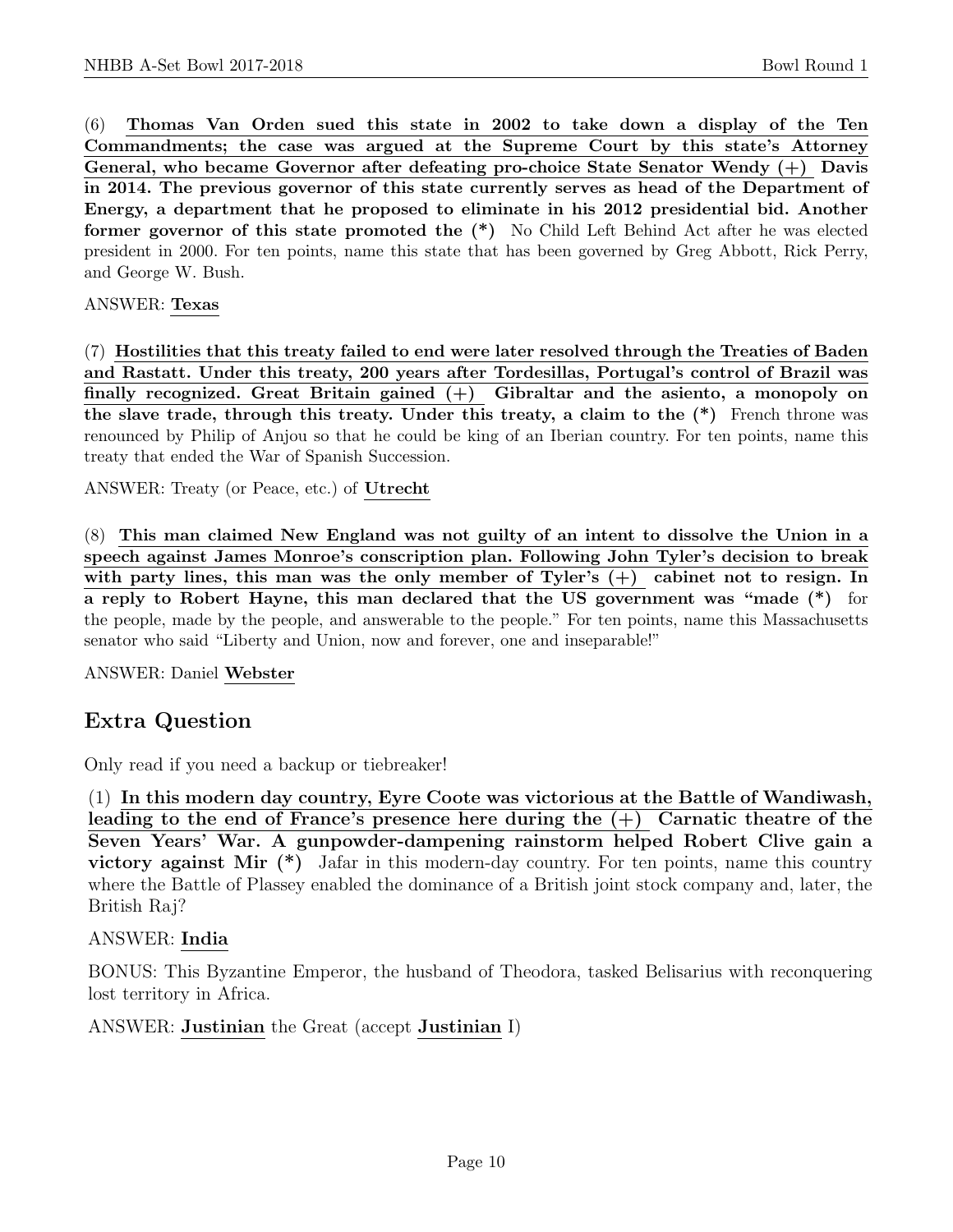(6) **Thomas Van Orden sued this state in 2002 to take down a display of the Ten Commandments; the case was argued at the Supreme Court by this state's Attorney General, who became Governor after defeating pro-choice State Senator Wendy (+) Davis in 2014. The previous governor of this state currently serves as head of the Department of Energy, a department that he proposed to eliminate in his 2012 presidential bid. Another former governor of this state promoted the (*)** No Child Left Behind Act after he was elected president in 2000. For ten points, name this state that has been governed by Greg Abbott, Rick Perry, and George W. Bush.

ANSWER: **Texas**

(7) **Hostilities that this treaty failed to end were later resolved through the Treaties of Baden and Rastatt. Under this treaty, 200 years after Tordesillas, Portugal's control of Brazil was finally recognized. Great Britain gained (+) Gibraltar and the asiento, a monopoly on the slave trade, through this treaty. Under this treaty, a claim to the (*)** French throne was renounced by Philip of Anjou so that he could be king of an Iberian country. For ten points, name this treaty that ended the War of Spanish Succession.

ANSWER: Treaty (or Peace, etc.) of **Utrecht**

(8) **This man claimed New England was not guilty of an intent to dissolve the Union in a speech against James Monroe's conscription plan. Following John Tyler's decision to break with party lines, this man was the only member of Tyler's (+) cabinet not to resign. In a reply to Robert Hayne, this man declared that the US government was "made (*)** for the people, made by the people, and answerable to the people." For ten points, name this Massachusetts senator who said "Liberty and Union, now and forever, one and inseparable!"

ANSWER: Daniel **Webster**

## Extra Question

Only read if you need a backup or tiebreaker!

(1) **In this modern day country, Eyre Coote was victorious at the Battle of Wandiwash, leading to the end of France's presence here during the (+) Carnatic theatre of the Seven Years' War. A gunpowder-dampening rainstorm helped Robert Clive gain a victory against Mir (*)** Jafar in this modern-day country. For ten points, name this country where the Battle of Plassey enabled the dominance of a British joint stock company and, later, the British Raj?

ANSWER: **India**

BONUS: This Byzantine Emperor, the husband of Theodora, tasked Belisarius with reconquering lost territory in Africa.

ANSWER: **Justinian** the Great (accept **Justinian** I)